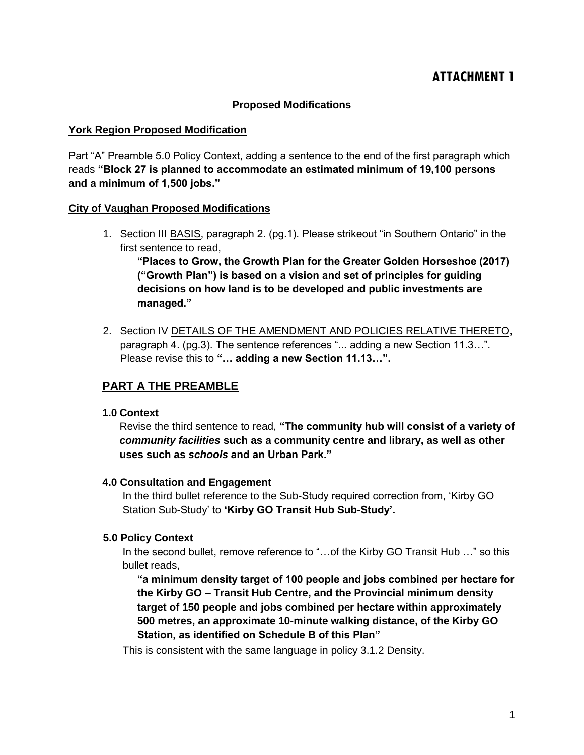# ATTACHMENT 1

**Proposed Modifications**

**York Region Proposed Modification**

Part "A" Preamble 5.0 Policy Context, adding a sentence to the end of the first paragraph which reads **"Block 27 is planned to accommodate an estimated minimum of 19,100 persons and a minimum of 1,500 jobs."**

**City of Vaughan Proposed Modifications**

1. Section III BASIS, paragraph 2. (pg.1). Please strikeout "in Southern Ontario" in the first sentence to read,

   **"Places to Grow, the Growth Plan for the Greater Golden Horseshoe (2017) ("Growth Plan") is based on a vision and set of principles for guiding decisions on how land is to be developed and public investments are managed."**

2. Section IV DETAILS OF THE AMENDMENT AND POLICIES RELATIVE THERETO, paragraph 4. (pg.3). The sentence references "... adding a new Section 11.3…". Please revise this to **"… adding a new Section 11.13…".**

## PART A THE PREAMBLE

**1.0 Context**

Revise the third sentence to read, **"The community hub will consist of a variety of *community facilities* such as a community centre and library, as well as other uses such as *schools* and an Urban Park."**

**4.0 Consultation and Engagement**

In the third bullet reference to the Sub-Study required correction from, 'Kirby GO Station Sub-Study' to **'Kirby GO Transit Hub Sub-Study'.**

**5.0 Policy Context**

In the second bullet, remove reference to "…~~of the Kirby GO Transit Hub~~ …" so this bullet reads,

**"a minimum density target of 100 people and jobs combined per hectare for the Kirby GO – Transit Hub Centre, and the Provincial minimum density target of 150 people and jobs combined per hectare within approximately 500 metres, an approximate 10-minute walking distance, of the Kirby GO Station, as identified on Schedule B of this Plan"**

This is consistent with the same language in policy 3.1.2 Density.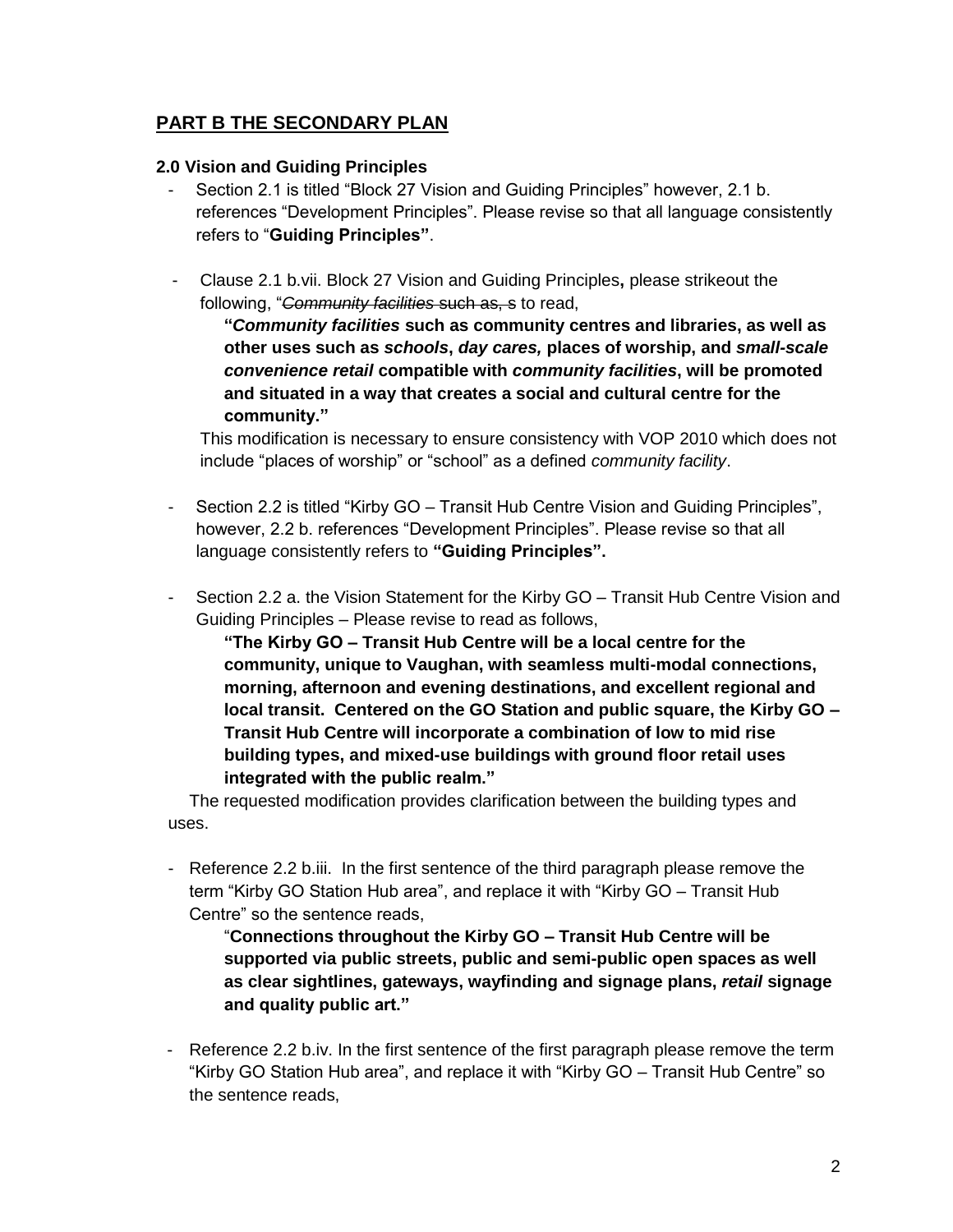## PART B THE SECONDARY PLAN

### 2.0 Vision and Guiding Principles

- Section 2.1 is titled "Block 27 Vision and Guiding Principles" however, 2.1 b. references "Development Principles". Please revise so that all language consistently refers to "**Guiding Principles"**.

- Clause 2.1 b.vii. Block 27 Vision and Guiding Principles**,** please strikeout the following, "~~*Community facilities* such as, s~~ to read,

  **"*Community facilities* such as community centres and libraries, as well as other uses such as *schools*, *day cares,* places of worship, and *small-scale convenience retail* compatible with *community facilities*, will be promoted and situated in a way that creates a social and cultural centre for the community."**

  This modification is necessary to ensure consistency with VOP 2010 which does not include "places of worship" or "school" as a defined *community facility*.

- Section 2.2 is titled "Kirby GO – Transit Hub Centre Vision and Guiding Principles", however, 2.2 b. references "Development Principles". Please revise so that all language consistently refers to **"Guiding Principles".**

- Section 2.2 a. the Vision Statement for the Kirby GO – Transit Hub Centre Vision and Guiding Principles – Please revise to read as follows,

  **"The Kirby GO – Transit Hub Centre will be a local centre for the community, unique to Vaughan, with seamless multi-modal connections, morning, afternoon and evening destinations, and excellent regional and local transit. Centered on the GO Station and public square, the Kirby GO – Transit Hub Centre will incorporate a combination of low to mid rise building types, and mixed-use buildings with ground floor retail uses integrated with the public realm."**

  The requested modification provides clarification between the building types and uses.

- Reference 2.2 b.iii. In the first sentence of the third paragraph please remove the term "Kirby GO Station Hub area", and replace it with "Kirby GO – Transit Hub Centre" so the sentence reads,

  "**Connections throughout the Kirby GO – Transit Hub Centre will be supported via public streets, public and semi-public open spaces as well as clear sightlines, gateways, wayfinding and signage plans, *retail* signage and quality public art."**

- Reference 2.2 b.iv. In the first sentence of the first paragraph please remove the term "Kirby GO Station Hub area", and replace it with "Kirby GO – Transit Hub Centre" so the sentence reads,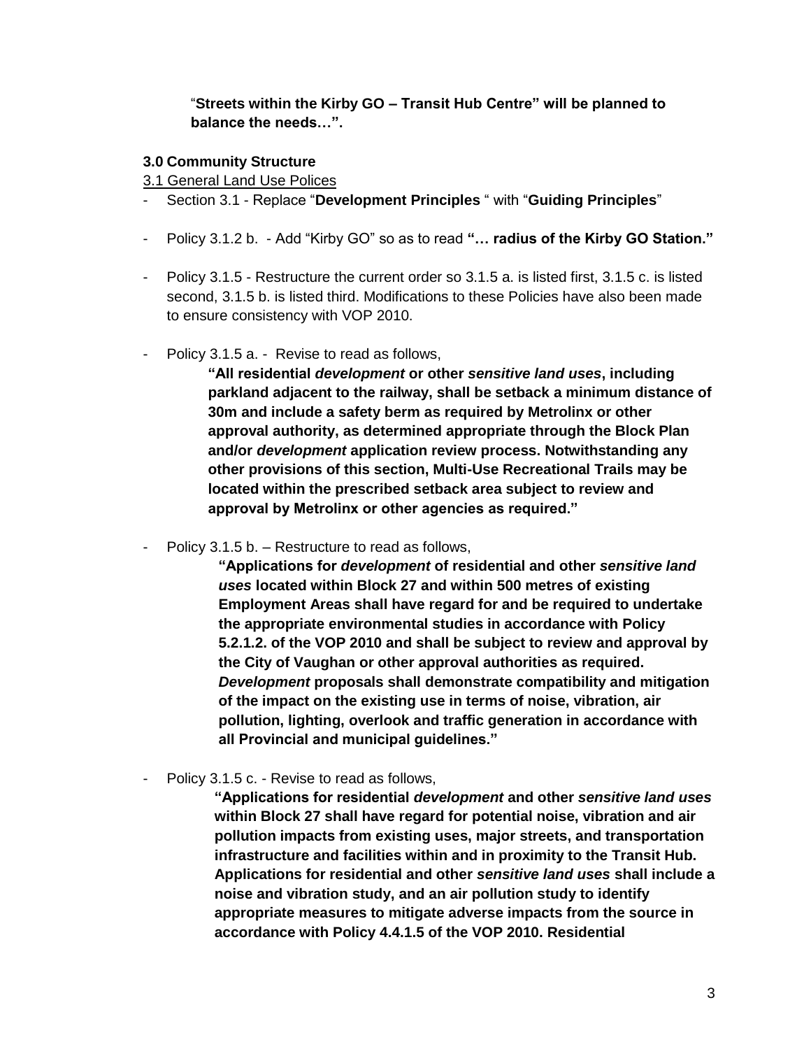"**Streets within the Kirby GO – Transit Hub Centre" will be planned to balance the needs…".**

**3.0 Community Structure**

3.1 General Land Use Polices

- Section 3.1 - Replace "**Development Principles** " with "**Guiding Principles**"

- Policy 3.1.2 b. - Add "Kirby GO" so as to read **"… radius of the Kirby GO Station."**

- Policy 3.1.5 - Restructure the current order so 3.1.5 a. is listed first, 3.1.5 c. is listed second, 3.1.5 b. is listed third. Modifications to these Policies have also been made to ensure consistency with VOP 2010.

- Policy 3.1.5 a. - Revise to read as follows,

  **"All residential *development* or other *sensitive land uses*, including parkland adjacent to the railway, shall be setback a minimum distance of 30m and include a safety berm as required by Metrolinx or other approval authority, as determined appropriate through the Block Plan and/or *development* application review process. Notwithstanding any other provisions of this section, Multi-Use Recreational Trails may be located within the prescribed setback area subject to review and approval by Metrolinx or other agencies as required."**

- Policy 3.1.5 b. – Restructure to read as follows,

  **"Applications for *development* of residential and other *sensitive land uses* located within Block 27 and within 500 metres of existing Employment Areas shall have regard for and be required to undertake the appropriate environmental studies in accordance with Policy 5.2.1.2. of the VOP 2010 and shall be subject to review and approval by the City of Vaughan or other approval authorities as required. *Development* proposals shall demonstrate compatibility and mitigation of the impact on the existing use in terms of noise, vibration, air pollution, lighting, overlook and traffic generation in accordance with all Provincial and municipal guidelines."**

- Policy 3.1.5 c. - Revise to read as follows,

  **"Applications for residential *development* and other *sensitive land uses* within Block 27 shall have regard for potential noise, vibration and air pollution impacts from existing uses, major streets, and transportation infrastructure and facilities within and in proximity to the Transit Hub. Applications for residential and other *sensitive land uses* shall include a noise and vibration study, and an air pollution study to identify appropriate measures to mitigate adverse impacts from the source in accordance with Policy 4.4.1.5 of the VOP 2010. Residential**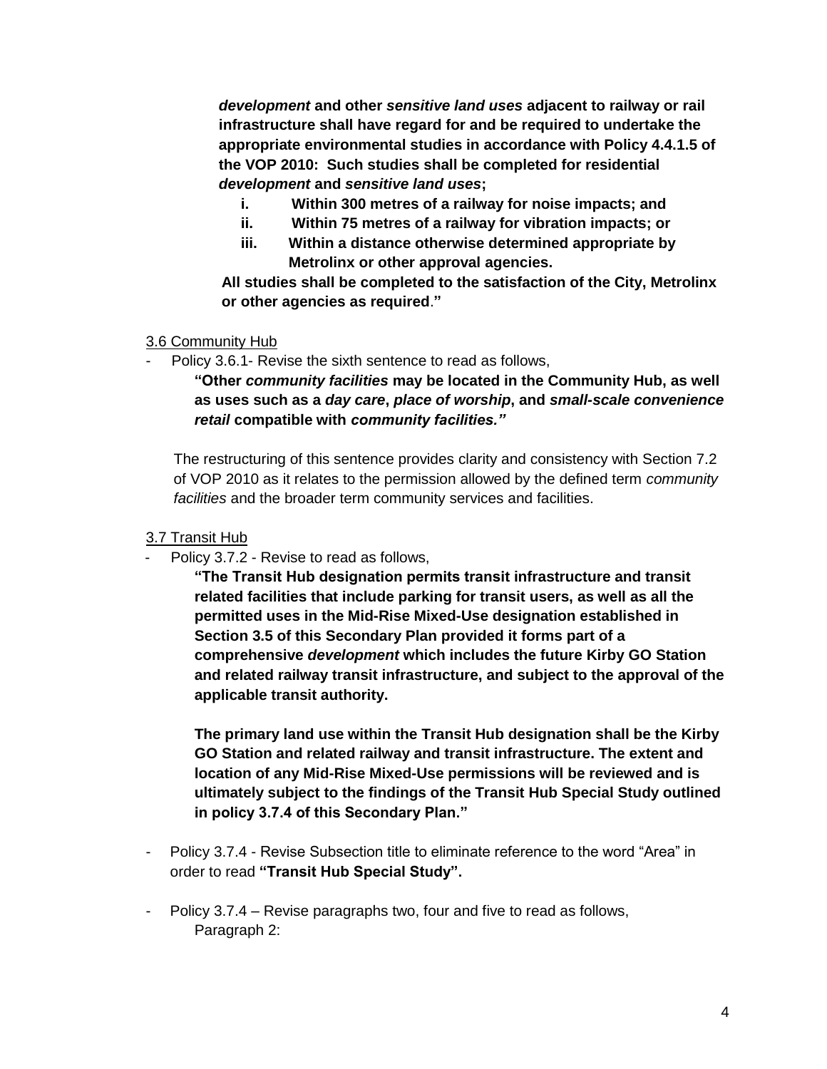***development*** **and other** ***sensitive land uses*** **adjacent to railway or rail infrastructure shall have regard for and be required to undertake the appropriate environmental studies in accordance with Policy 4.4.1.5 of the VOP 2010: Such studies shall be completed for residential** ***development*** **and** ***sensitive land uses*****;**

- **i. Within 300 metres of a railway for noise impacts; and**
- **ii. Within 75 metres of a railway for vibration impacts; or**
- **iii. Within a distance otherwise determined appropriate by Metrolinx or other approval agencies.**

**All studies shall be completed to the satisfaction of the City, Metrolinx or other agencies as required**."

3.6 Community Hub

- Policy 3.6.1- Revise the sixth sentence to read as follows,

  **"Other** ***community facilities*** **may be located in the Community Hub, as well as uses such as a** ***day care*****,** ***place of worship*****, and** ***small-scale convenience retail*** **compatible with** ***community facilities."***

  The restructuring of this sentence provides clarity and consistency with Section 7.2 of VOP 2010 as it relates to the permission allowed by the defined term *community facilities* and the broader term community services and facilities.

3.7 Transit Hub

- Policy 3.7.2 - Revise to read as follows,

  **"The Transit Hub designation permits transit infrastructure and transit related facilities that include parking for transit users, as well as all the permitted uses in the Mid-Rise Mixed-Use designation established in Section 3.5 of this Secondary Plan provided it forms part of a comprehensive** ***development*** **which includes the future Kirby GO Station and related railway transit infrastructure, and subject to the approval of the applicable transit authority.**

  **The primary land use within the Transit Hub designation shall be the Kirby GO Station and related railway and transit infrastructure. The extent and location of any Mid-Rise Mixed-Use permissions will be reviewed and is ultimately subject to the findings of the Transit Hub Special Study outlined in policy 3.7.4 of this Secondary Plan."**

- Policy 3.7.4 - Revise Subsection title to eliminate reference to the word "Area" in order to read **"Transit Hub Special Study".**

- Policy 3.7.4 – Revise paragraphs two, four and five to read as follows,

  Paragraph 2: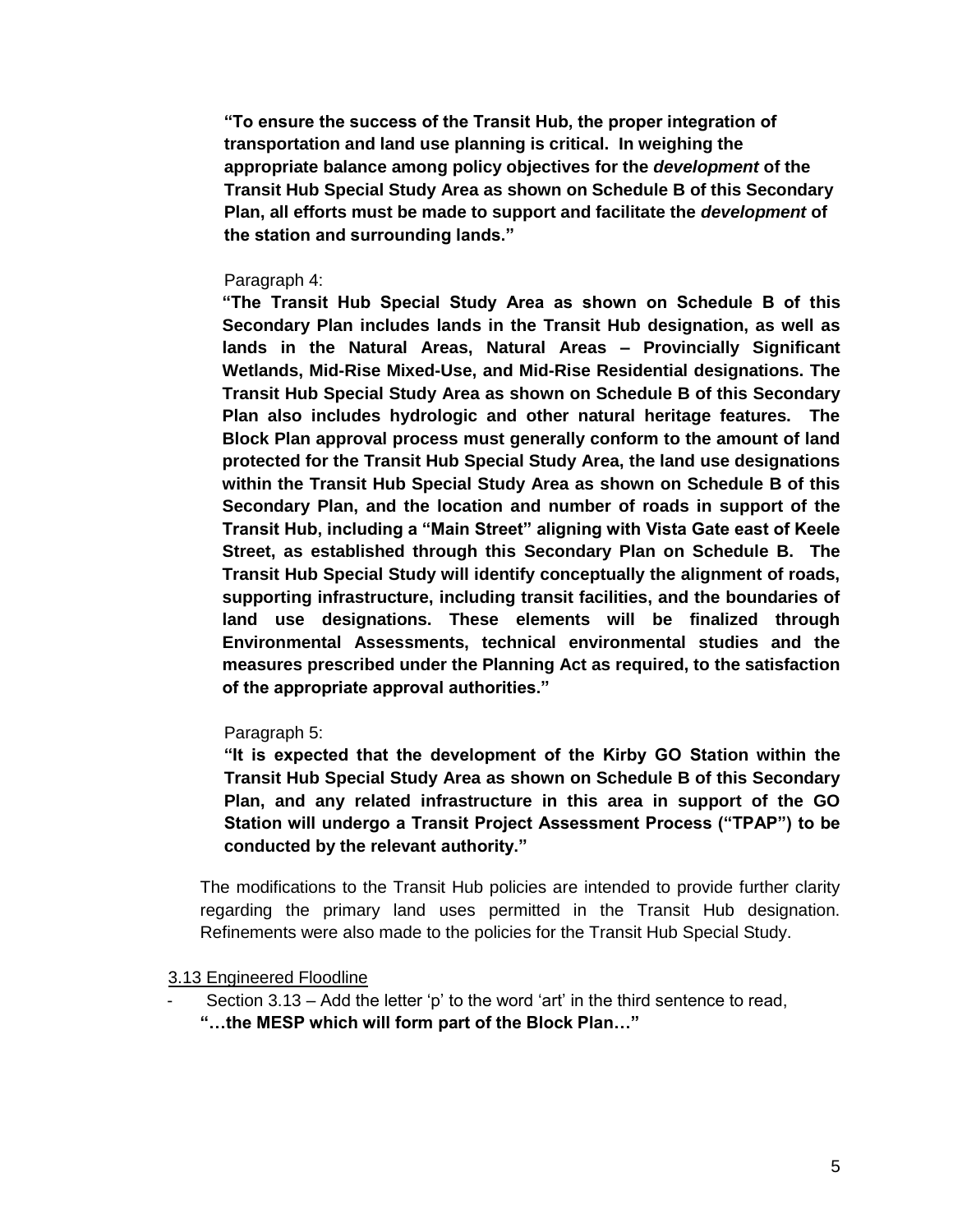**"To ensure the success of the Transit Hub, the proper integration of transportation and land use planning is critical. In weighing the appropriate balance among policy objectives for the *development* of the Transit Hub Special Study Area as shown on Schedule B of this Secondary Plan, all efforts must be made to support and facilitate the *development* of the station and surrounding lands."**

Paragraph 4:

**"The Transit Hub Special Study Area as shown on Schedule B of this Secondary Plan includes lands in the Transit Hub designation, as well as lands in the Natural Areas, Natural Areas – Provincially Significant Wetlands, Mid-Rise Mixed-Use, and Mid-Rise Residential designations. The Transit Hub Special Study Area as shown on Schedule B of this Secondary Plan also includes hydrologic and other natural heritage features. The Block Plan approval process must generally conform to the amount of land protected for the Transit Hub Special Study Area, the land use designations within the Transit Hub Special Study Area as shown on Schedule B of this Secondary Plan, and the location and number of roads in support of the Transit Hub, including a "Main Street" aligning with Vista Gate east of Keele Street, as established through this Secondary Plan on Schedule B. The Transit Hub Special Study will identify conceptually the alignment of roads, supporting infrastructure, including transit facilities, and the boundaries of land use designations. These elements will be finalized through Environmental Assessments, technical environmental studies and the measures prescribed under the Planning Act as required, to the satisfaction of the appropriate approval authorities."**

Paragraph 5:

**"It is expected that the development of the Kirby GO Station within the Transit Hub Special Study Area as shown on Schedule B of this Secondary Plan, and any related infrastructure in this area in support of the GO Station will undergo a Transit Project Assessment Process ("TPAP") to be conducted by the relevant authority."**

The modifications to the Transit Hub policies are intended to provide further clarity regarding the primary land uses permitted in the Transit Hub designation. Refinements were also made to the policies for the Transit Hub Special Study.

3.13 Engineered Floodline

- Section 3.13 – Add the letter 'p' to the word 'art' in the third sentence to read, **"…the MESP which will form part of the Block Plan…"**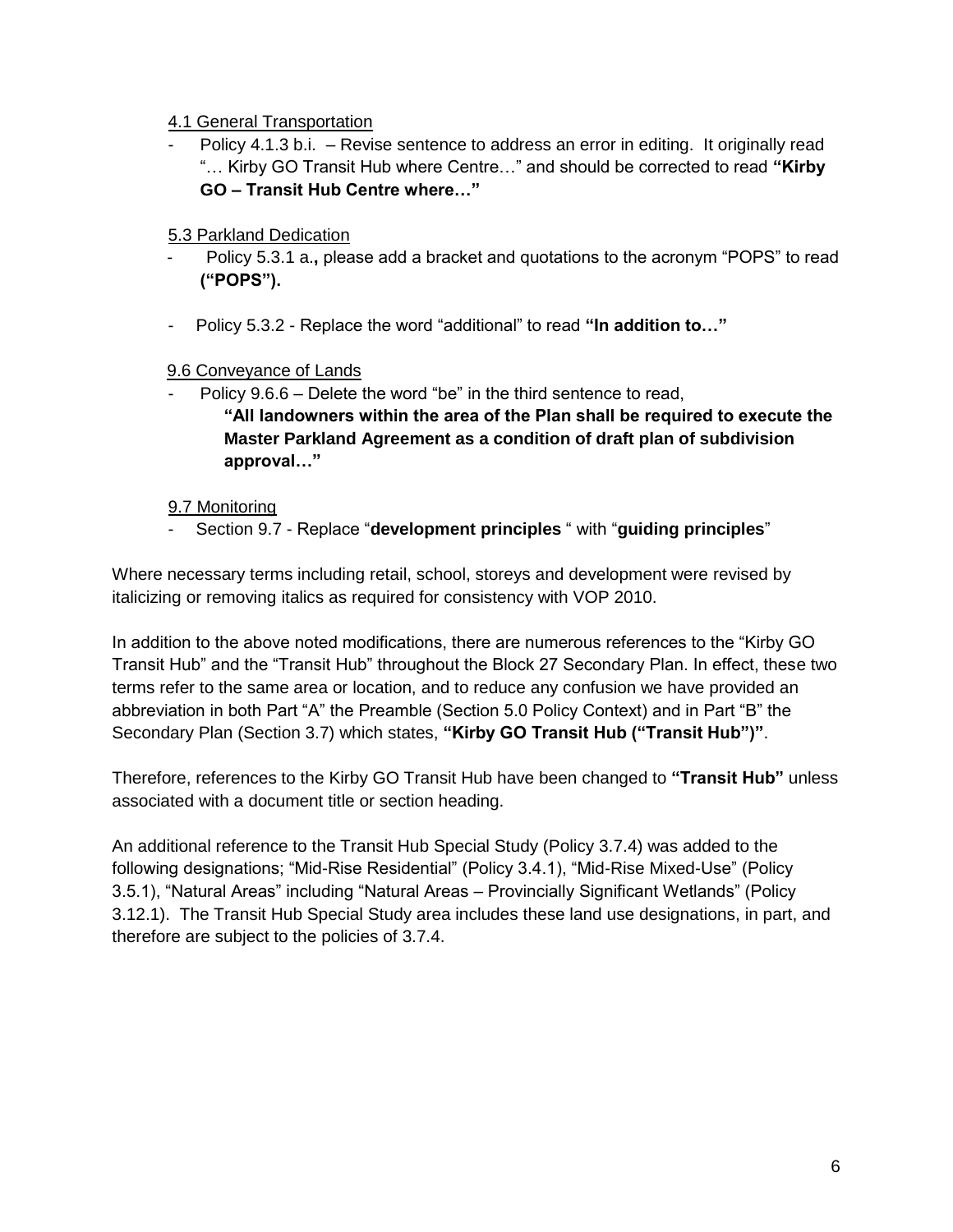4.1 General Transportation

- Policy 4.1.3 b.i. – Revise sentence to address an error in editing. It originally read "… Kirby GO Transit Hub where Centre…" and should be corrected to read **"Kirby GO – Transit Hub Centre where…"**

5.3 Parkland Dedication

- Policy 5.3.1 a**.,** please add a bracket and quotations to the acronym "POPS" to read **("POPS").**
- Policy 5.3.2 - Replace the word "additional" to read **"In addition to…"**

9.6 Conveyance of Lands

- Policy 9.6.6 – Delete the word "be" in the third sentence to read,
  **"All landowners within the area of the Plan shall be required to execute the Master Parkland Agreement as a condition of draft plan of subdivision approval…"**

9.7 Monitoring

- Section 9.7 - Replace "**development principles** " with "**guiding principles**"

Where necessary terms including retail, school, storeys and development were revised by italicizing or removing italics as required for consistency with VOP 2010.

In addition to the above noted modifications, there are numerous references to the "Kirby GO Transit Hub" and the "Transit Hub" throughout the Block 27 Secondary Plan. In effect, these two terms refer to the same area or location, and to reduce any confusion we have provided an abbreviation in both Part "A" the Preamble (Section 5.0 Policy Context) and in Part "B" the Secondary Plan (Section 3.7) which states, **"Kirby GO Transit Hub ("Transit Hub")"**.

Therefore, references to the Kirby GO Transit Hub have been changed to **"Transit Hub"** unless associated with a document title or section heading.

An additional reference to the Transit Hub Special Study (Policy 3.7.4) was added to the following designations; "Mid-Rise Residential" (Policy 3.4.1), "Mid-Rise Mixed-Use" (Policy 3.5.1), "Natural Areas" including "Natural Areas – Provincially Significant Wetlands" (Policy 3.12.1). The Transit Hub Special Study area includes these land use designations, in part, and therefore are subject to the policies of 3.7.4.